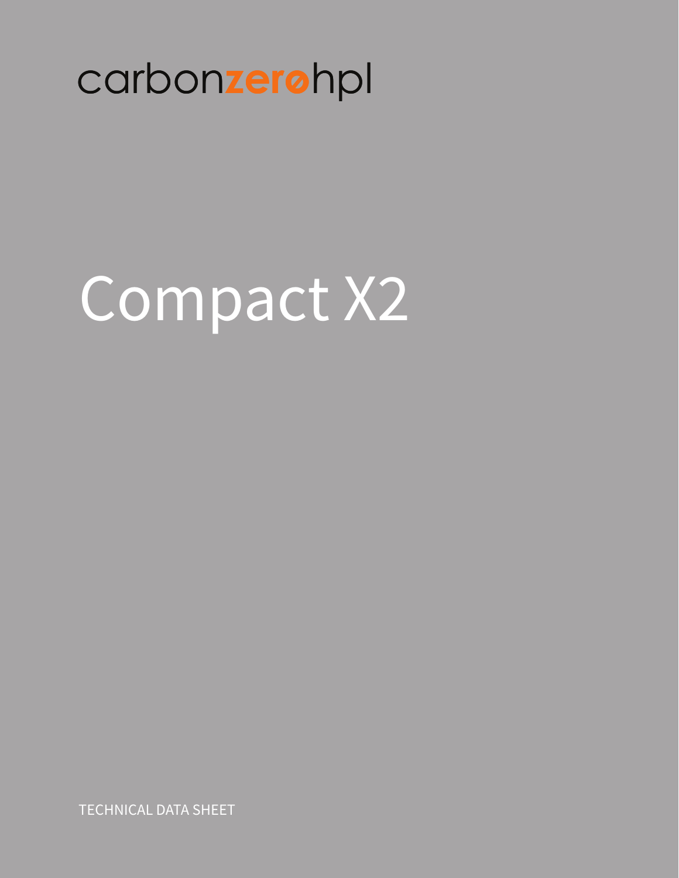carbonzerøhpl

# Compact X2

TECHNICAL DATA SHEET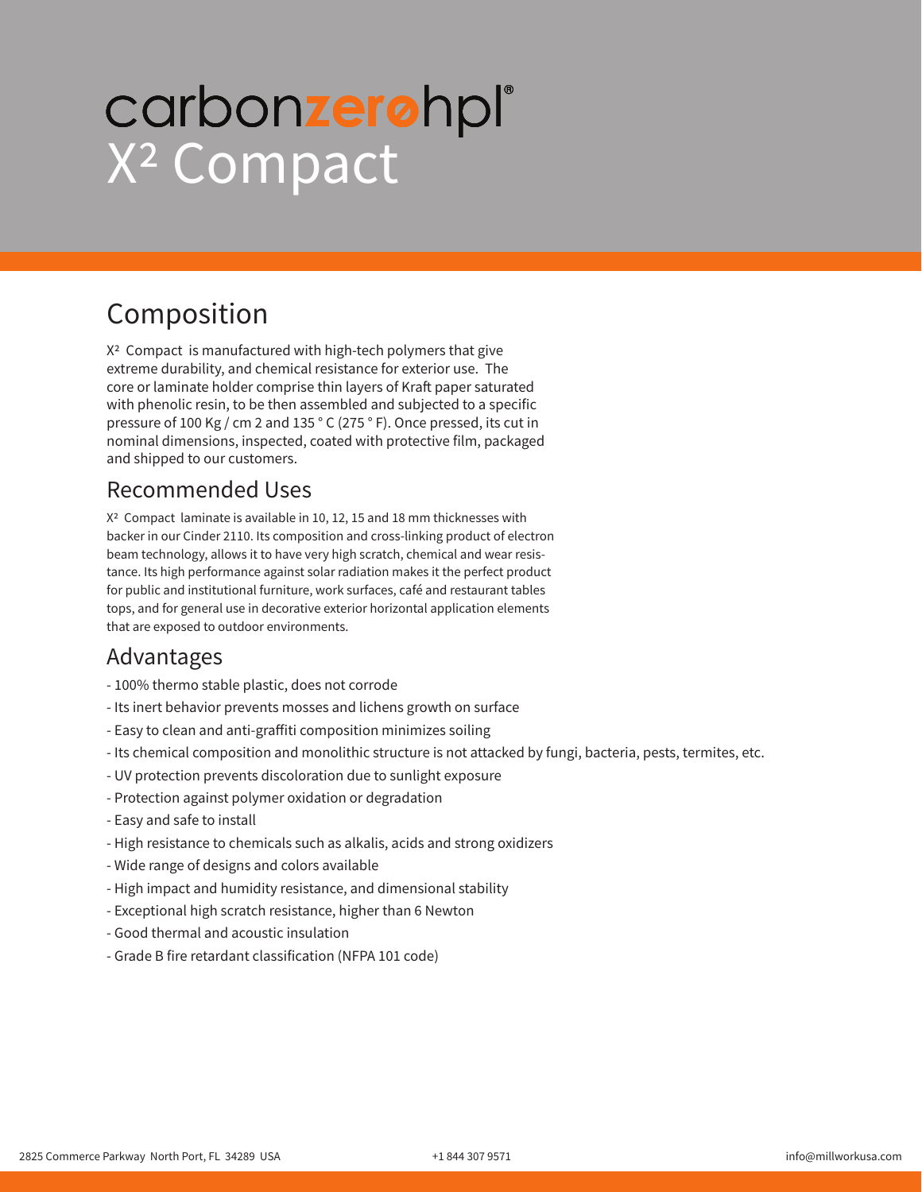# carbonzerøhpl®
# $X^2$ Compact

## Composition

$X^2$ Compact is manufactured with high-tech polymers that give extreme durability, and chemical resistance for exterior use. The core or laminate holder comprise thin layers of Kraft paper saturated with phenolic resin, to be then assembled and subjected to a specific pressure of 100 Kg / cm 2 and 135 ° C (275 ° F). Once pressed, its cut in nominal dimensions, inspected, coated with protective film, packaged and shipped to our customers.

## Recommended Uses

$X^2$ Compact laminate is available in 10, 12, 15 and 18 mm thicknesses with backer in our Cinder 2110. Its composition and cross-linking product of electron beam technology, allows it to have very high scratch, chemical and wear resistance. Its high performance against solar radiation makes it the perfect product for public and institutional furniture, work surfaces, café and restaurant tables tops, and for general use in decorative exterior horizontal application elements that are exposed to outdoor environments.

## Advantages

- 100% thermo stable plastic, does not corrode
- Its inert behavior prevents mosses and lichens growth on surface
- Easy to clean and anti-graffiti composition minimizes soiling
- Its chemical composition and monolithic structure is not attacked by fungi, bacteria, pests, termites, etc.
- UV protection prevents discoloration due to sunlight exposure
- Protection against polymer oxidation or degradation
- Easy and safe to install
- High resistance to chemicals such as alkalis, acids and strong oxidizers
- Wide range of designs and colors available
- High impact and humidity resistance, and dimensional stability
- Exceptional high scratch resistance, higher than 6 Newton
- Good thermal and acoustic insulation
- Grade B fire retardant classification (NFPA 101 code)

2825 Commerce Parkway North Port, FL 34289 USA +1 844 307 9571 info@millworkusa.com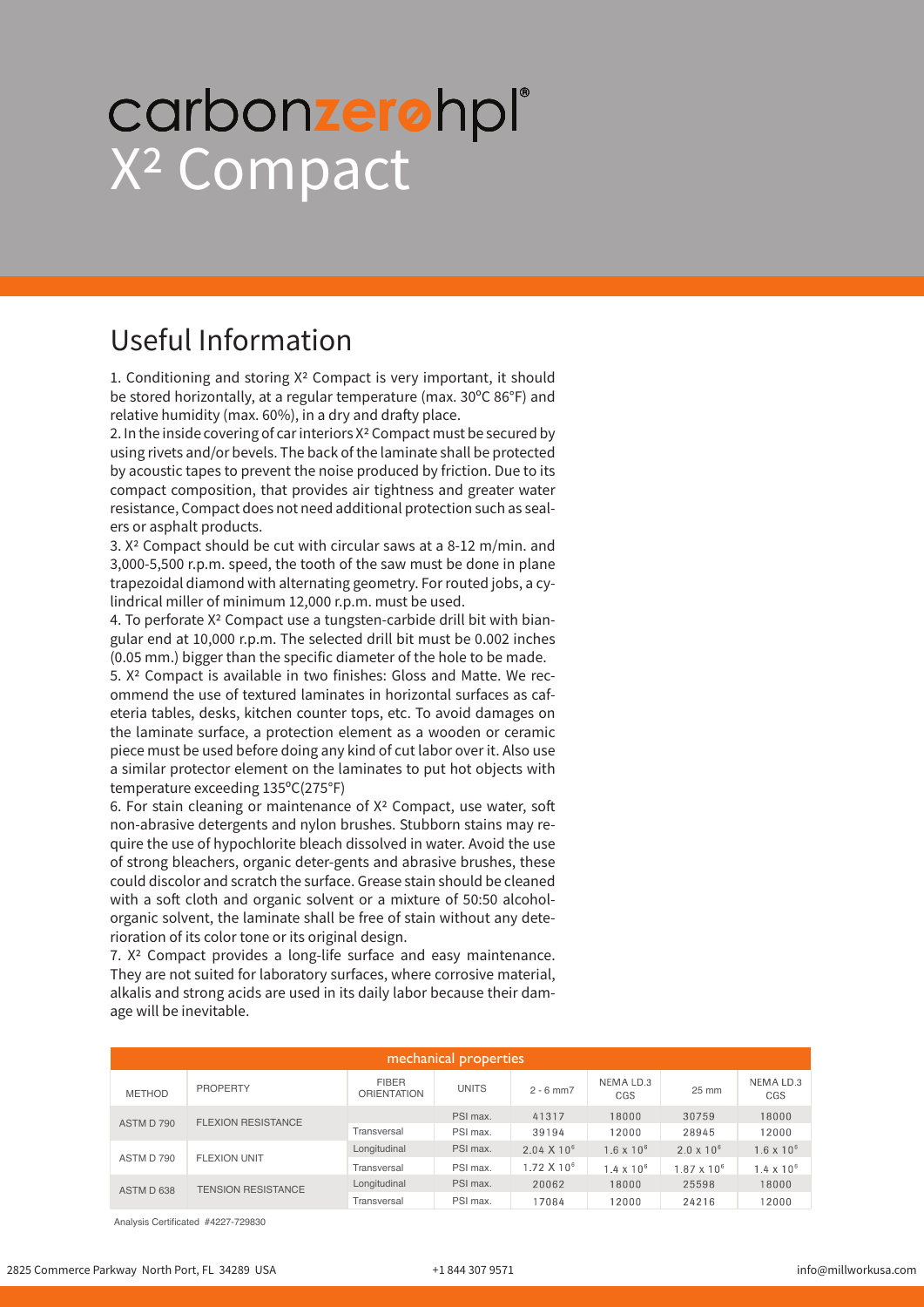# carbonzerohpl®
# X² Compact

## Useful Information

1. Conditioning and storing X² Compact is very important, it should be stored horizontally, at a regular temperature (max. 30ºC 86°F) and relative humidity (max. 60%), in a dry and drafty place.
2. In the inside covering of car interiors X² Compact must be secured by using rivets and/or bevels. The back of the laminate shall be protected by acoustic tapes to prevent the noise produced by friction. Due to its compact composition, that provides air tightness and greater water resistance, Compact does not need additional protection such as sealers or asphalt products.
3. X² Compact should be cut with circular saws at a 8-12 m/min. and 3,000-5,500 r.p.m. speed, the tooth of the saw must be done in plane trapezoidal diamond with alternating geometry. For routed jobs, a cylindrical miller of minimum 12,000 r.p.m. must be used.
4. To perforate X² Compact use a tungsten-carbide drill bit with biangular end at 10,000 r.p.m. The selected drill bit must be 0.002 inches (0.05 mm.) bigger than the specific diameter of the hole to be made.
5. X² Compact is available in two finishes: Gloss and Matte. We recommend the use of textured laminates in horizontal surfaces as cafeteria tables, desks, kitchen counter tops, etc. To avoid damages on the laminate surface, a protection element as a wooden or ceramic piece must be used before doing any kind of cut labor over it. Also use a similar protector element on the laminates to put hot objects with temperature exceeding 135ºC(275°F)
6. For stain cleaning or maintenance of X² Compact, use water, soft non-abrasive detergents and nylon brushes. Stubborn stains may require the use of hypochlorite bleach dissolved in water. Avoid the use of strong bleachers, organic deter-gents and abrasive brushes, these could discolor and scratch the surface. Grease stain should be cleaned with a soft cloth and organic solvent or a mixture of 50:50 alcohol-organic solvent, the laminate shall be free of stain without any deterioration of its color tone or its original design.
7. X² Compact provides a long-life surface and easy maintenance. They are not suited for laboratory surfaces, where corrosive material, alkalis and strong acids are used in its daily labor because their damage will be inevitable.

**mechanical properties**

| METHOD | PROPERTY | FIBER ORIENTATION | UNITS | 2 - 6 mm7 | NEMA LD.3 CGS | 25 mm | NEMA LD.3 CGS |
|---|---|---|---|---|---|---|---|
| ASTM D 790 | FLEXION RESISTANCE | | PSI max. | 41317 | 18000 | 30759 | 18000 |
| | | Transversal | PSI max. | 39194 | 12000 | 28945 | 12000 |
| ASTM D 790 | FLEXION UNIT | Longitudinal | PSI max. | $2.04 \times 10^6$ | $1.6 \times 10^6$ | $2.0 \times 10^6$ | $1.6 \times 10^6$ |
| | | Transversal | PSI max. | $1.72 \times 10^6$ | $1.4 \times 10^6$ | $1.87 \times 10^6$ | $1.4 \times 10^6$ |
| ASTM D 638 | TENSION RESISTANCE | Longitudinal | PSI max. | 20062 | 18000 | 25598 | 18000 |
| | | Transversal | PSI max. | 17084 | 12000 | 24216 | 12000 |

Analysis Certificated #4227-729830

2825 Commerce Parkway North Port, FL 34289 USA +1 844 307 9571 info@millworkusa.com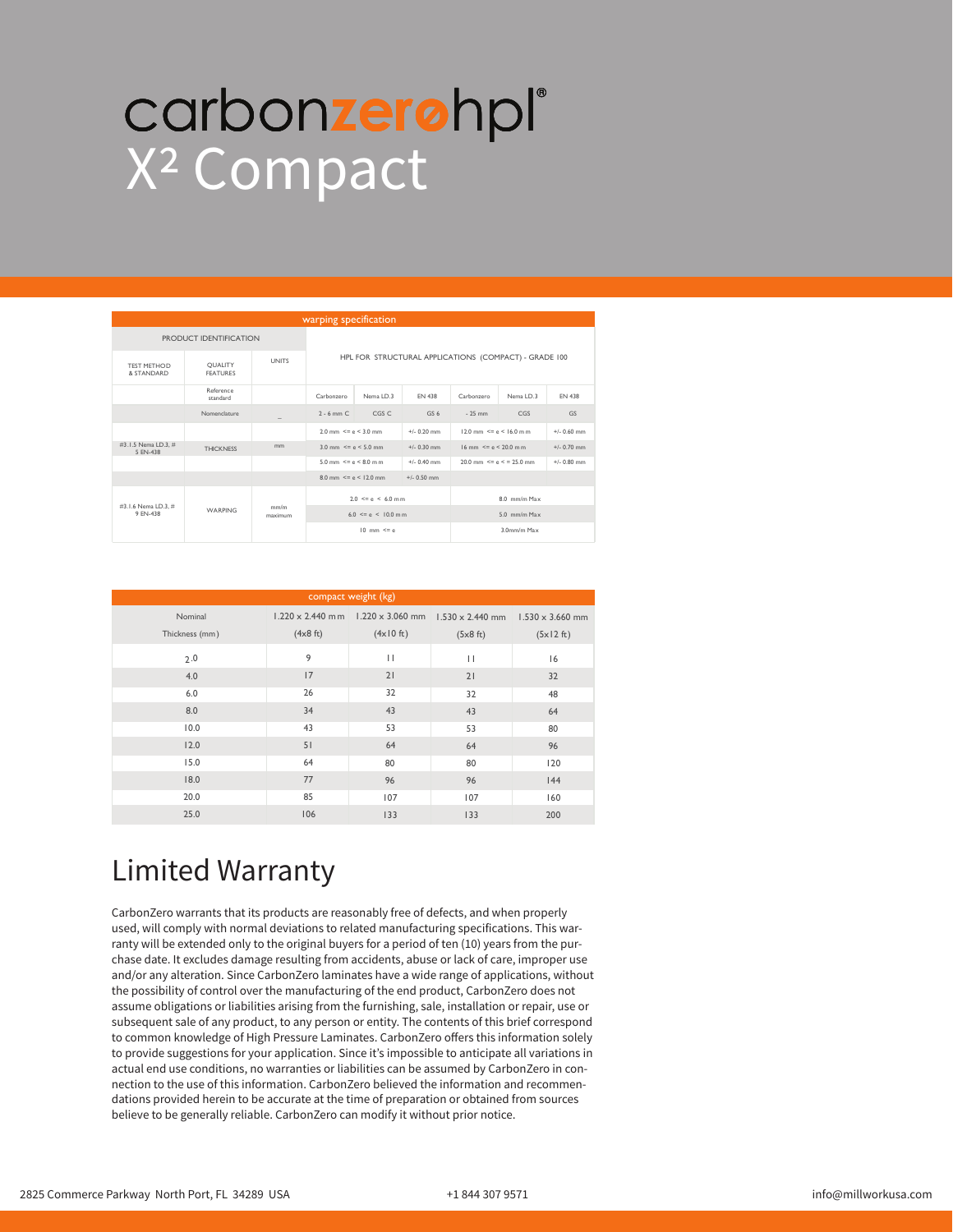# carbonzerohpl®

# X² Compact

| warping specification | | | | | | | | |
|---|---|---|---|---|---|---|---|---|
| PRODUCT IDENTIFICATION | | | HPL FOR STRUCTURAL APPLICATIONS (COMPACT) - GRADE 100 | | | | | |
| TEST METHOD & STANDARD | QUALITY FEATURES | UNITS | | | | | | |
| | Reference standard | | Carbonzero | Nema LD.3 | EN 438 | Carbonzero | Nema LD.3 | EN 438 |
| | Nomenclature | _ | 2 - 6 mm C | CGS C | GS 6 | - 25 mm | CGS | GS |
| | | | 2.0 mm <= e < 3.0 mm | | +/- 0.20 mm | 12.0 mm <= e < 16.0 mm | | +/- 0.60 mm |
| #3.1.5 Nema LD.3, # 5 EN-438 | THICKNESS | mm | 3.0 mm <= e < 5.0 mm | | +/- 0.30 mm | 16 mm <= e < 20.0 mm | | +/- 0.70 mm |
| | | | 5.0 mm <= e < 8.0 mm | | +/- 0.40 mm | 20.0 mm <= e < = 25.0 mm | | +/- 0.80 mm |
| | | | 8.0 mm <= e < 12.0 mm | | +/- 0.50 mm | | | |
| #3.1.6 Nema LD.3, # 9 EN-438 | WARPING | mm/m maximum | 2.0 <= e < 6.0 mm | | | 8.0 mm/m Max | | |
| | | | 6.0 <= e < 10.0 mm | | | 5.0 mm/m Max | | |
| | | | 10 mm <= e | | | 3.0mm/m Max | | |

| compact weight (kg) | | | | |
|---|---|---|---|---|
| Nominal Thickness (mm) | 1.220 x 2.440 mm (4x8 ft) | 1.220 x 3.060 mm (4x10 ft) | 1.530 x 2.440 mm (5x8 ft) | 1.530 x 3.660 mm (5x12 ft) |
| 2.0 | 9 | 11 | 11 | 16 |
| 4.0 | 17 | 21 | 21 | 32 |
| 6.0 | 26 | 32 | 32 | 48 |
| 8.0 | 34 | 43 | 43 | 64 |
| 10.0 | 43 | 53 | 53 | 80 |
| 12.0 | 51 | 64 | 64 | 96 |
| 15.0 | 64 | 80 | 80 | 120 |
| 18.0 | 77 | 96 | 96 | 144 |
| 20.0 | 85 | 107 | 107 | 160 |
| 25.0 | 106 | 133 | 133 | 200 |

## Limited Warranty

CarbonZero warrants that its products are reasonably free of defects, and when properly used, will comply with normal deviations to related manufacturing specifications. This warranty will be extended only to the original buyers for a period of ten (10) years from the purchase date. It excludes damage resulting from accidents, abuse or lack of care, improper use and/or any alteration. Since CarbonZero laminates have a wide range of applications, without the possibility of control over the manufacturing of the end product, CarbonZero does not assume obligations or liabilities arising from the furnishing, sale, installation or repair, use or subsequent sale of any product, to any person or entity. The contents of this brief correspond to common knowledge of High Pressure Laminates. CarbonZero offers this information solely to provide suggestions for your application. Since it's impossible to anticipate all variations in actual end use conditions, no warranties or liabilities can be assumed by CarbonZero in connection to the use of this information. CarbonZero believed the information and recommendations provided herein to be accurate at the time of preparation or obtained from sources believe to be generally reliable. CarbonZero can modify it without prior notice.

2825 Commerce Parkway North Port, FL 34289 USA   +1 844 307 9571   info@millworkusa.com